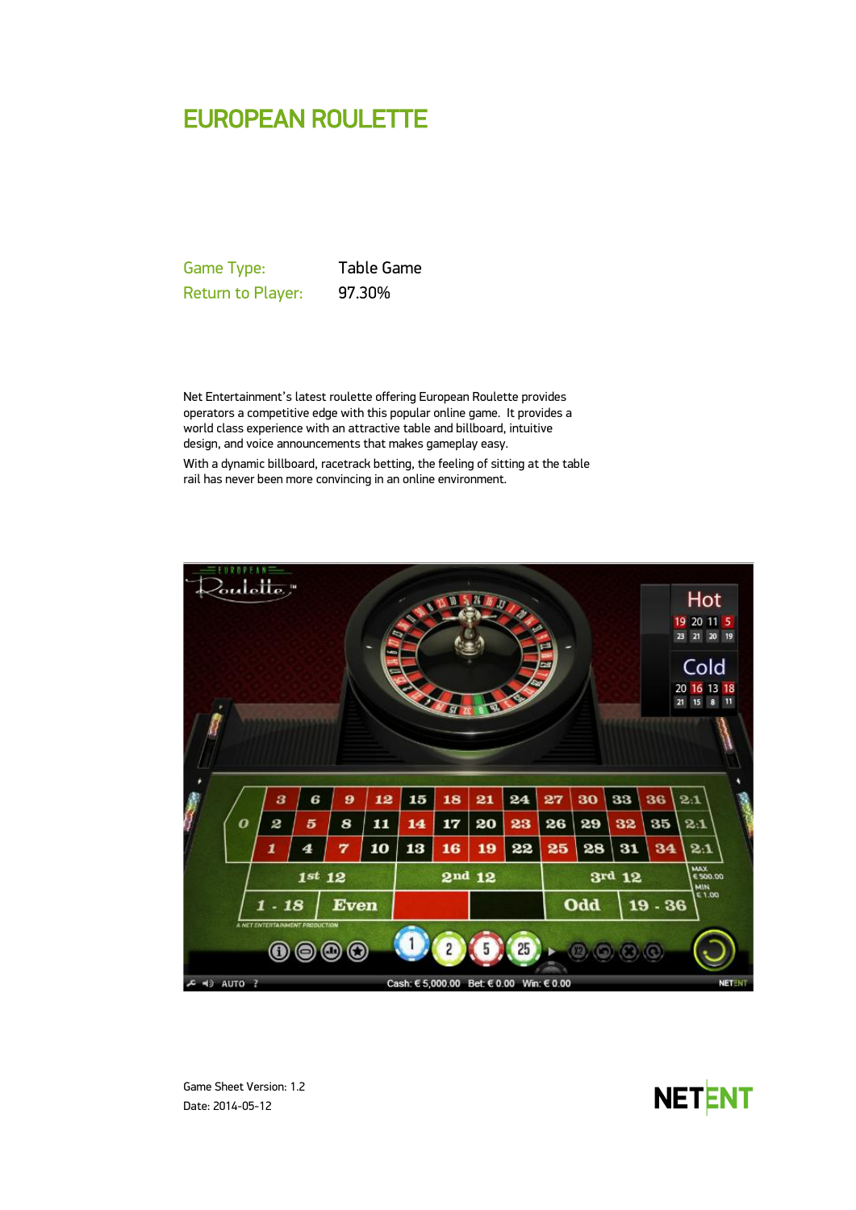# EUROPEAN ROULETTE

| Game Type: | Table Game |
|---|---|
| Return to Player: | 97.30% |

Net Entertainment's latest roulette offering European Roulette provides operators a competitive edge with this popular online game. It provides a world class experience with an attractive table and billboard, intuitive design, and voice announcements that makes gameplay easy.

With a dynamic billboard, racetrack betting, the feeling of sitting at the table rail has never been more convincing in an online environment.

Game Sheet Version: 1.2
Date: 2014-05-12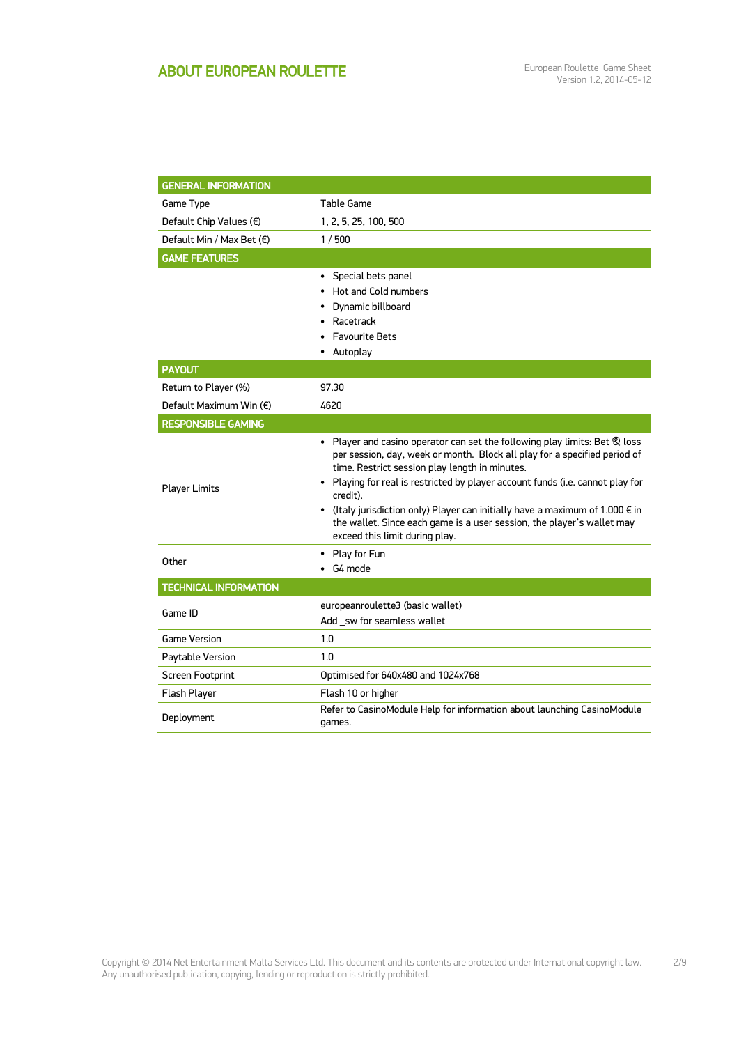## ABOUT EUROPEAN ROULETTE

| GENERAL INFORMATION | |
| --- | --- |
| Game Type | Table Game |
| Default Chip Values (€) | 1, 2, 5, 25, 100, 500 |
| Default Min / Max Bet (€) | 1 / 500 |
| **GAME FEATURES** | |
| | • Special bets panel<br>• Hot and Cold numbers<br>• Dynamic billboard<br>• Racetrack<br>• Favourite Bets<br>• Autoplay |
| **PAYOUT** | |
| Return to Player (%) | 97.30 |
| Default Maximum Win (€) | 4620 |
| **RESPONSIBLE GAMING** | |
| Player Limits | • Player and casino operator can set the following play limits: Bet & loss per session, day, week or month. Block all play for a specified period of time. Restrict session play length in minutes.<br>• Playing for real is restricted by player account funds (i.e. cannot play for credit).<br>• (Italy jurisdiction only) Player can initially have a maximum of 1.000 € in the wallet. Since each game is a user session, the player's wallet may exceed this limit during play. |
| Other | • Play for Fun<br>• G4 mode |
| **TECHNICAL INFORMATION** | |
| Game ID | europeanroulette3 (basic wallet)<br>Add _sw for seamless wallet |
| Game Version | 1.0 |
| Paytable Version | 1.0 |
| Screen Footprint | Optimised for 640x480 and 1024x768 |
| Flash Player | Flash 10 or higher |
| Deployment | Refer to CasinoModule Help for information about launching CasinoModule games. |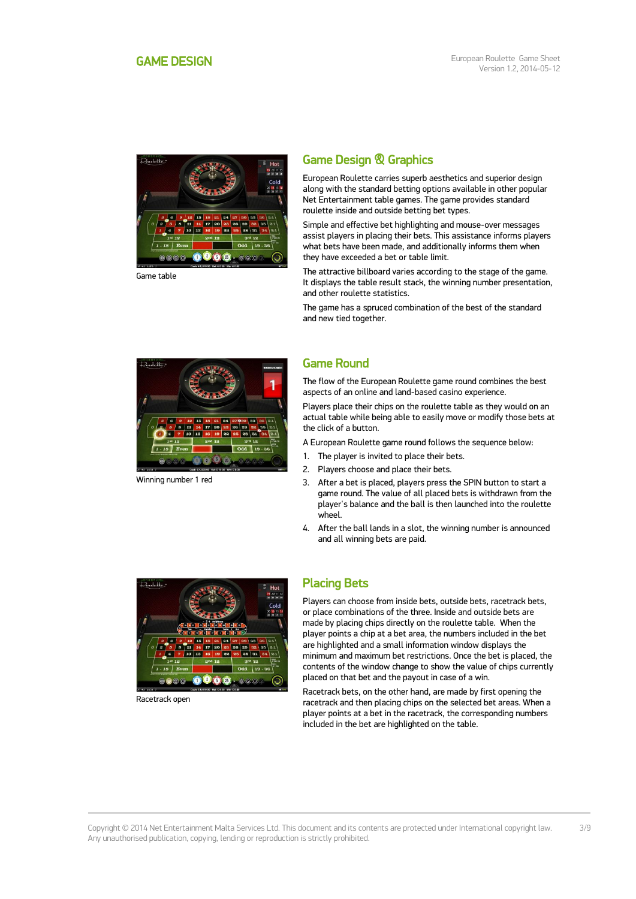# GAME DESIGN

## Game Design & Graphics

European Roulette carries superb aesthetics and superior design along with the standard betting options available in other popular Net Entertainment table games. The game provides standard roulette inside and outside betting bet types.

Simple and effective bet highlighting and mouse-over messages assist players in placing their bets. This assistance informs players what bets have been made, and additionally informs them when they have exceeded a bet or table limit.

The attractive billboard varies according to the stage of the game. It displays the table result stack, the winning number presentation, and other roulette statistics.

The game has a spruced combination of the best of the standard and new tied together.

Game table

## Game Round

The flow of the European Roulette game round combines the best aspects of an online and land-based casino experience.

Players place their chips on the roulette table as they would on an actual table while being able to easily move or modify those bets at the click of a button.

A European Roulette game round follows the sequence below:

1. The player is invited to place their bets.
2. Players choose and place their bets.
3. After a bet is placed, players press the SPIN button to start a game round. The value of all placed bets is withdrawn from the player's balance and the ball is then launched into the roulette wheel.
4. After the ball lands in a slot, the winning number is announced and all winning bets are paid.

Winning number 1 red

## Placing Bets

Players can choose from inside bets, outside bets, racetrack bets, or place combinations of the three. Inside and outside bets are made by placing chips directly on the roulette table. When the player points a chip at a bet area, the numbers included in the bet are highlighted and a small information window displays the minimum and maximum bet restrictions. Once the bet is placed, the contents of the window change to show the value of chips currently placed on that bet and the payout in case of a win.

Racetrack bets, on the other hand, are made by first opening the racetrack and then placing chips on the selected bet areas. When a player points at a bet in the racetrack, the corresponding numbers included in the bet are highlighted on the table.

Racetrack open

Copyright © 2014 Net Entertainment Malta Services Ltd. This document and its contents are protected under International copyright law. Any unauthorised publication, copying, lending or reproduction is strictly prohibited.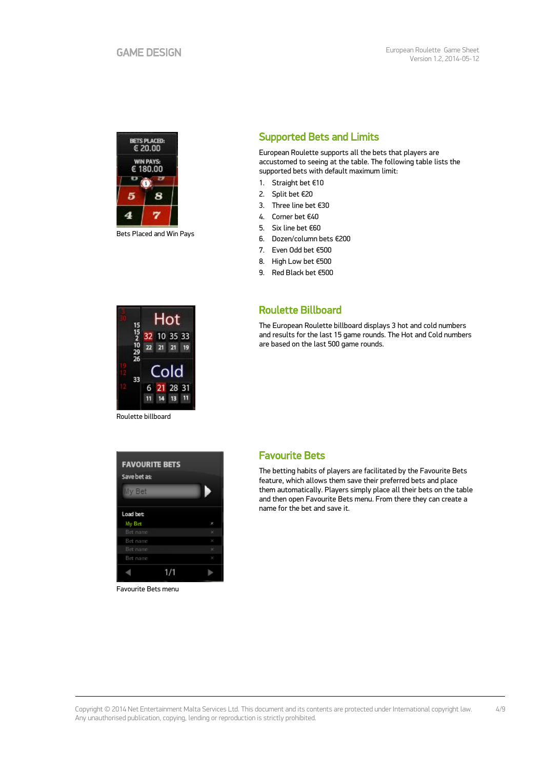Bets Placed and Win Pays

## Supported Bets and Limits

European Roulette supports all the bets that players are accustomed to seeing at the table. The following table lists the supported bets with default maximum limit:

1. Straight bet €10
2. Split bet €20
3. Three line bet €30
4. Corner bet €40
5. Six line bet €60
6. Dozen/column bets €200
7. Even Odd bet €500
8. High Low bet €500
9. Red Black bet €500

Roulette billboard

## Roulette Billboard

The European Roulette billboard displays 3 hot and cold numbers and results for the last 15 game rounds. The Hot and Cold numbers are based on the last 500 game rounds.

Favourite Bets menu

## Favourite Bets

The betting habits of players are facilitated by the Favourite Bets feature, which allows them save their preferred bets and place them automatically. Players simply place all their bets on the table and then open Favourite Bets menu. From there they can create a name for the bet and save it.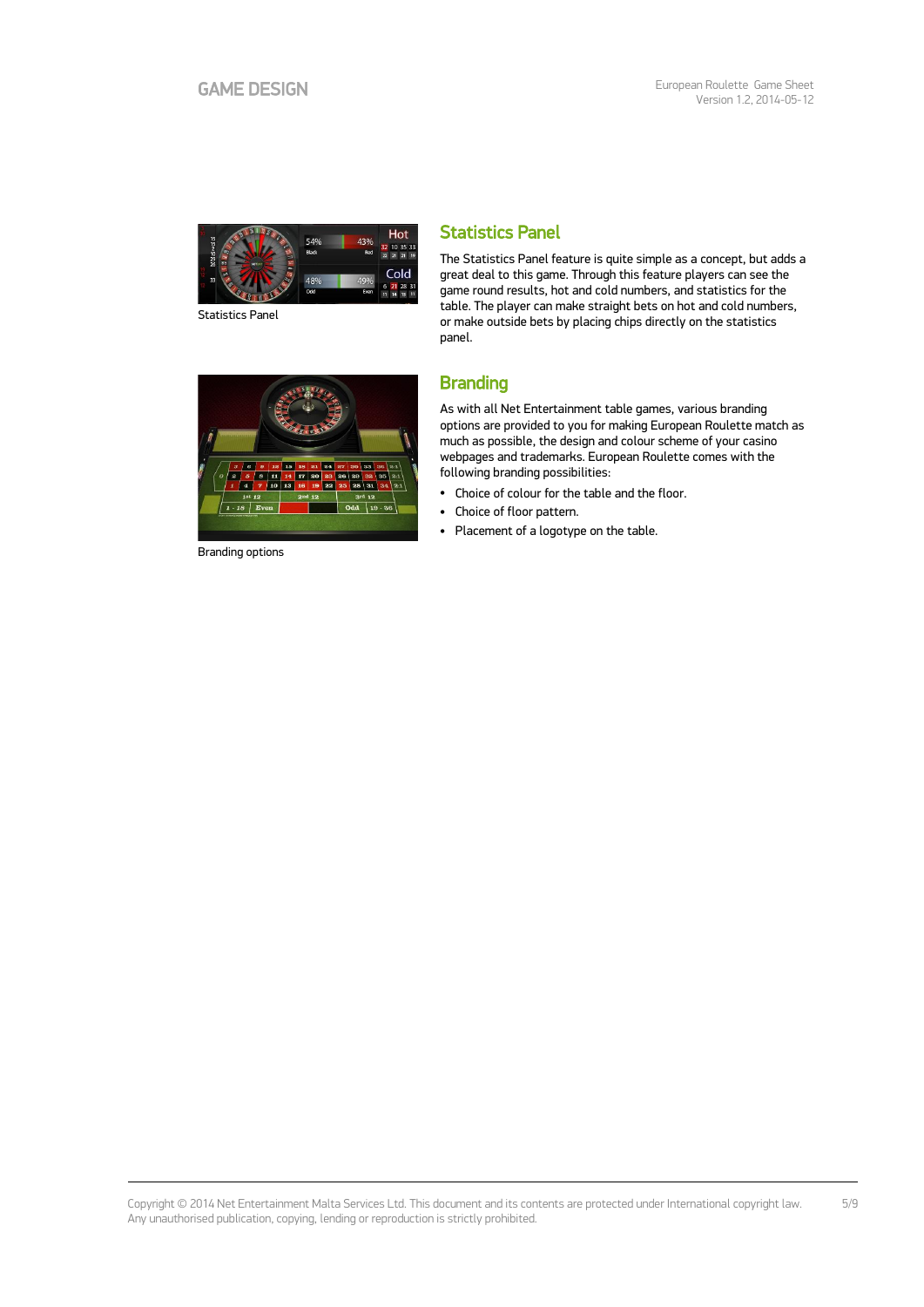Statistics Panel

## Statistics Panel

The Statistics Panel feature is quite simple as a concept, but adds a great deal to this game. Through this feature players can see the game round results, hot and cold numbers, and statistics for the table. The player can make straight bets on hot and cold numbers, or make outside bets by placing chips directly on the statistics panel.

Branding options

## Branding

As with all Net Entertainment table games, various branding options are provided to you for making European Roulette match as much as possible, the design and colour scheme of your casino webpages and trademarks. European Roulette comes with the following branding possibilities:

- Choice of colour for the table and the floor.
- Choice of floor pattern.
- Placement of a logotype on the table.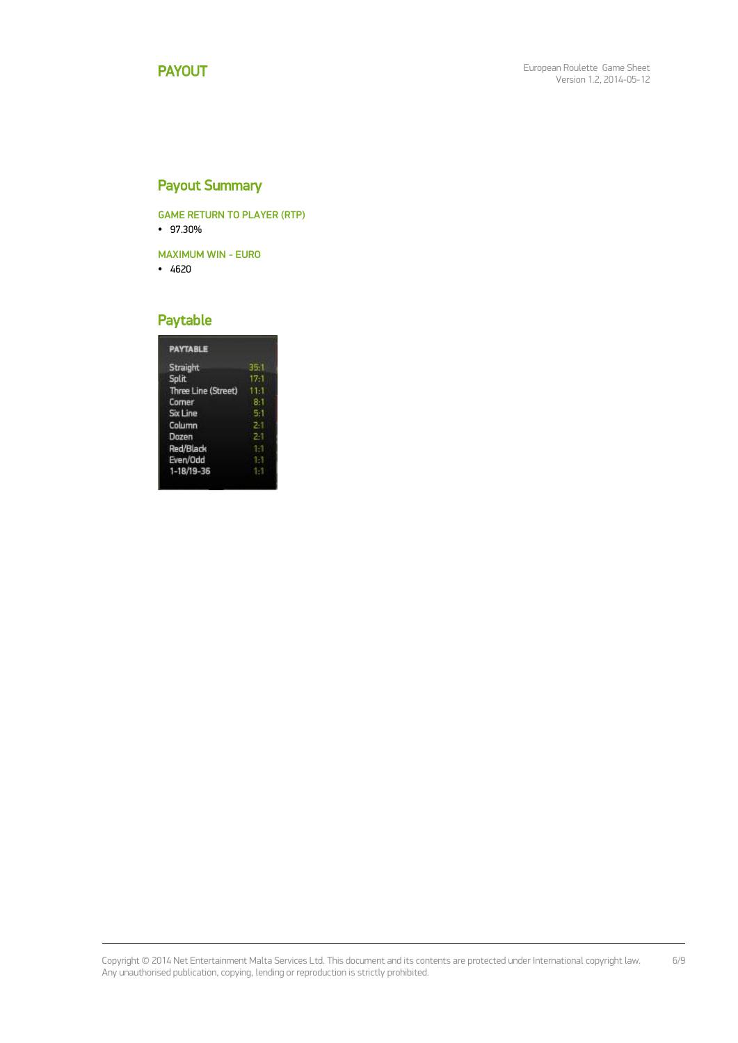# PAYOUT

## Payout Summary

### GAME RETURN TO PLAYER (RTP)

- 97.30%

### MAXIMUM WIN - EURO

- 4620

## Paytable

| PAYTABLE | |
|---|---|
| Straight | 35:1 |
| Split | 17:1 |
| Three Line (Street) | 11:1 |
| Corner | 8:1 |
| Six Line | 5:1 |
| Column | 2:1 |
| Dozen | 2:1 |
| Red/Black | 1:1 |
| Even/Odd | 1:1 |
| 1-18/19-36 | 1:1 |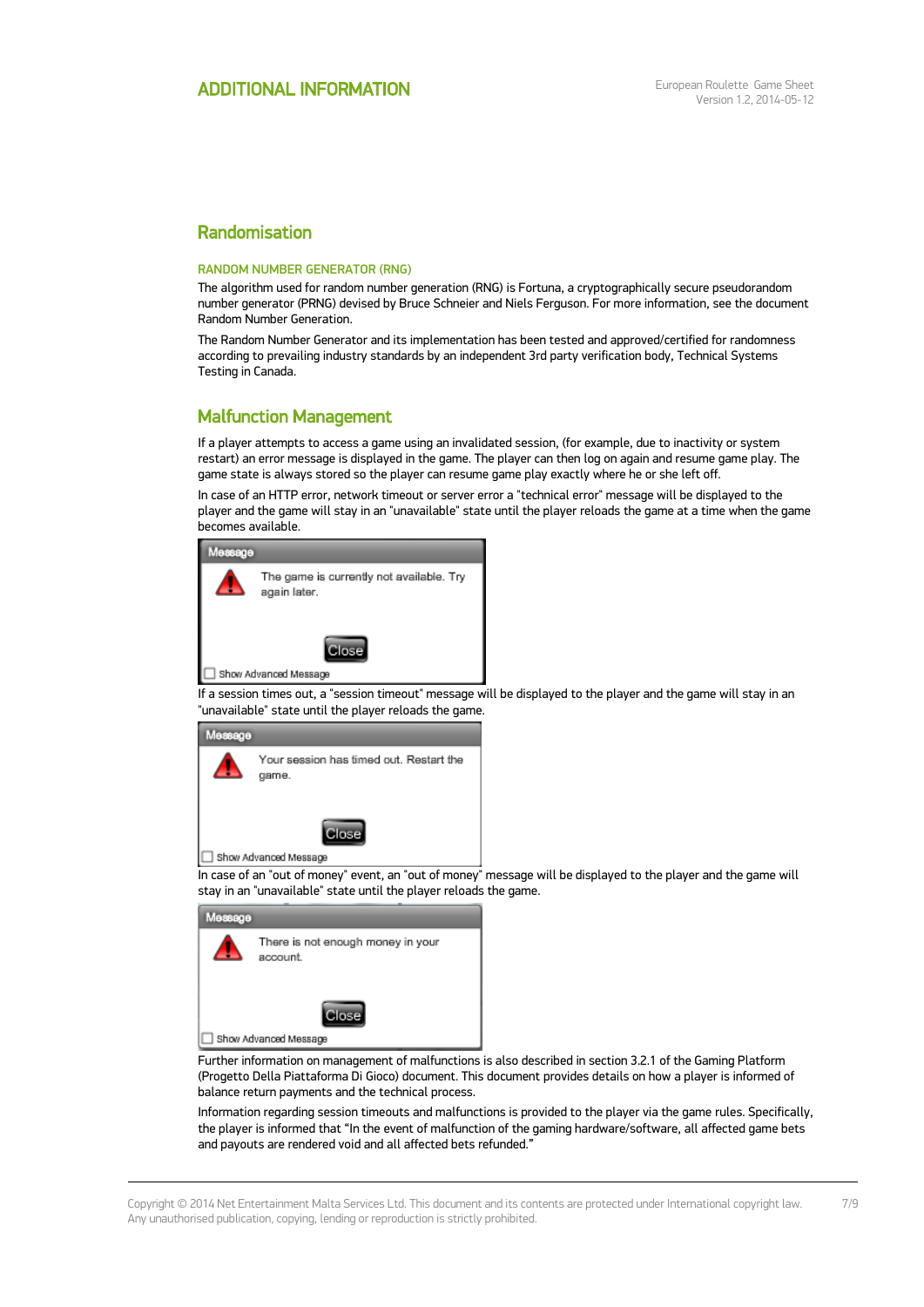# ADDITIONAL INFORMATION

## Randomisation

### RANDOM NUMBER GENERATOR (RNG)

The algorithm used for random number generation (RNG) is Fortuna, a cryptographically secure pseudorandom number generator (PRNG) devised by Bruce Schneier and Niels Ferguson. For more information, see the document Random Number Generation.

The Random Number Generator and its implementation has been tested and approved/certified for randomness according to prevailing industry standards by an independent 3rd party verification body, Technical Systems Testing in Canada.

## Malfunction Management

If a player attempts to access a game using an invalidated session, (for example, due to inactivity or system restart) an error message is displayed in the game. The player can then log on again and resume game play. The game state is always stored so the player can resume game play exactly where he or she left off.

In case of an HTTP error, network timeout or server error a "technical error" message will be displayed to the player and the game will stay in an "unavailable" state until the player reloads the game at a time when the game becomes available.

Message

The game is currently not available. Try again later.

Close

Show Advanced Message

If a session times out, a "session timeout" message will be displayed to the player and the game will stay in an "unavailable" state until the player reloads the game.

Message

Your session has timed out. Restart the game.

Close

Show Advanced Message

In case of an "out of money" event, an "out of money" message will be displayed to the player and the game will stay in an "unavailable" state until the player reloads the game.

Message

There is not enough money in your account.

Close

Show Advanced Message

Further information on management of malfunctions is also described in section 3.2.1 of the Gaming Platform (Progetto Della Piattaforma Di Gioco) document. This document provides details on how a player is informed of balance return payments and the technical process.

Information regarding session timeouts and malfunctions is provided to the player via the game rules. Specifically, the player is informed that "In the event of malfunction of the gaming hardware/software, all affected game bets and payouts are rendered void and all affected bets refunded."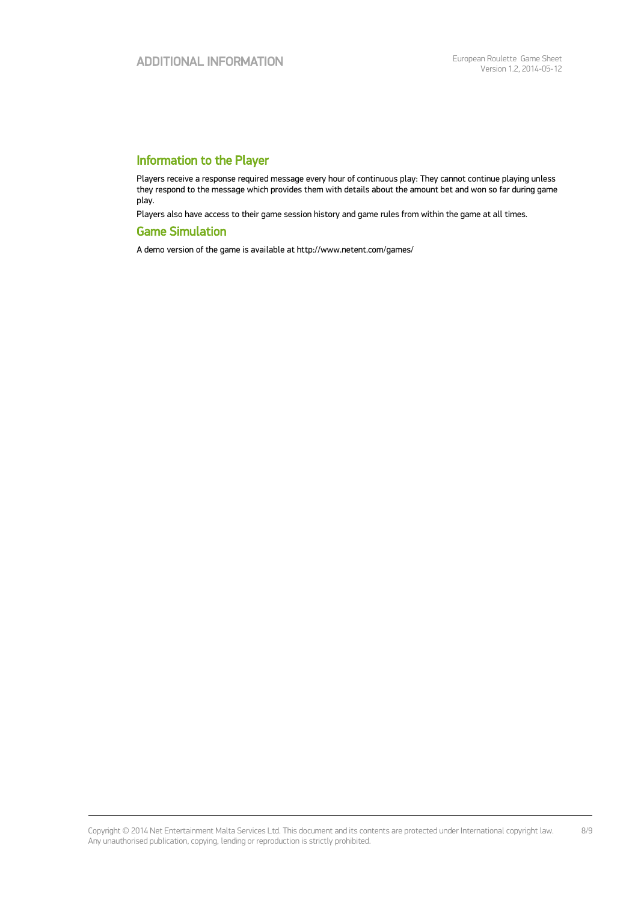# ADDITIONAL INFORMATION

## Information to the Player

Players receive a response required message every hour of continuous play: They cannot continue playing unless they respond to the message which provides them with details about the amount bet and won so far during game play.

Players also have access to their game session history and game rules from within the game at all times.

## Game Simulation

A demo version of the game is available at http://www.netent.com/games/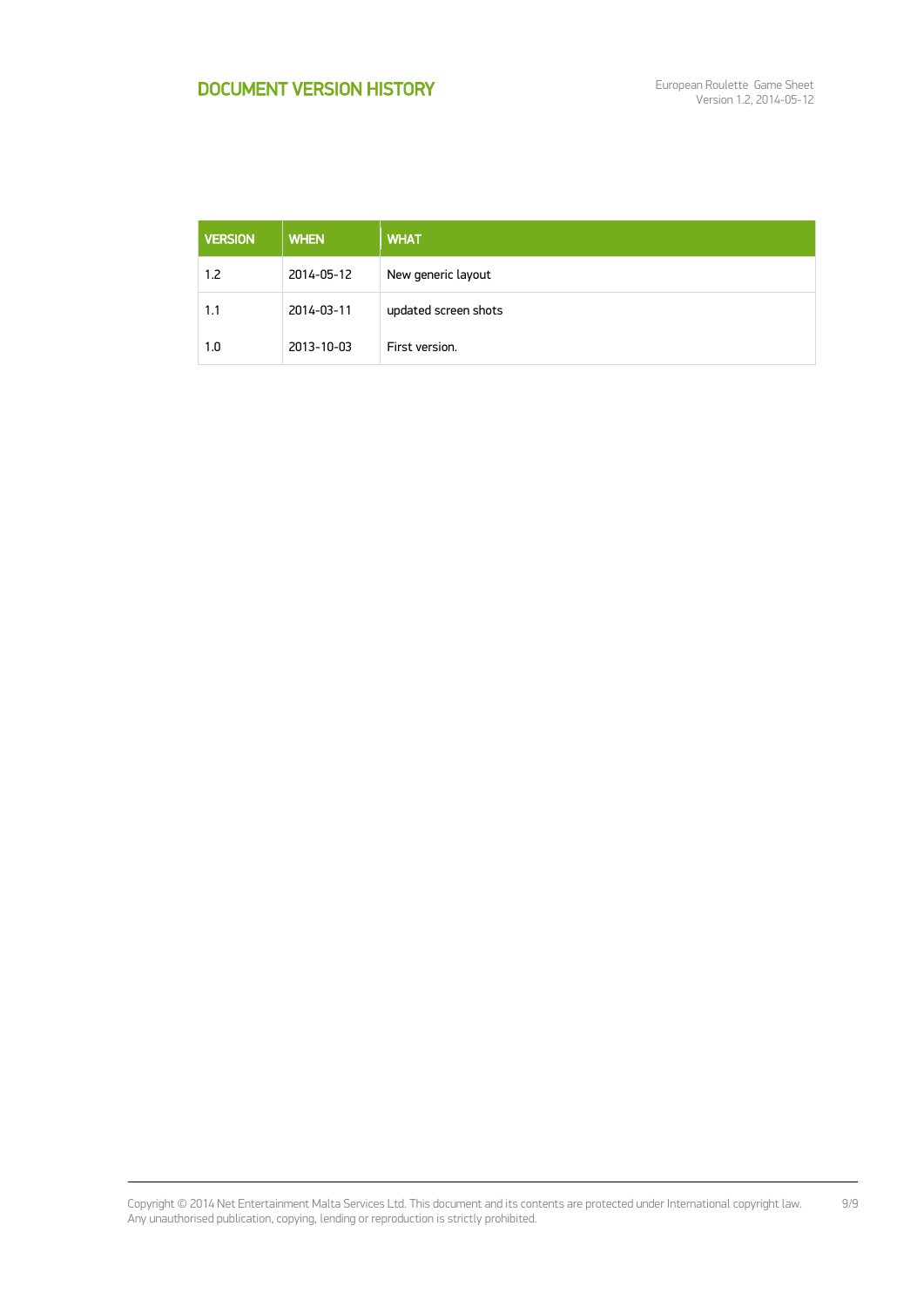# DOCUMENT VERSION HISTORY

| VERSION | WHEN | WHAT |
| --- | --- | --- |
| 1.2 | 2014-05-12 | New generic layout |
| 1.1 | 2014-03-11 | updated screen shots |
| 1.0 | 2013-10-03 | First version. |